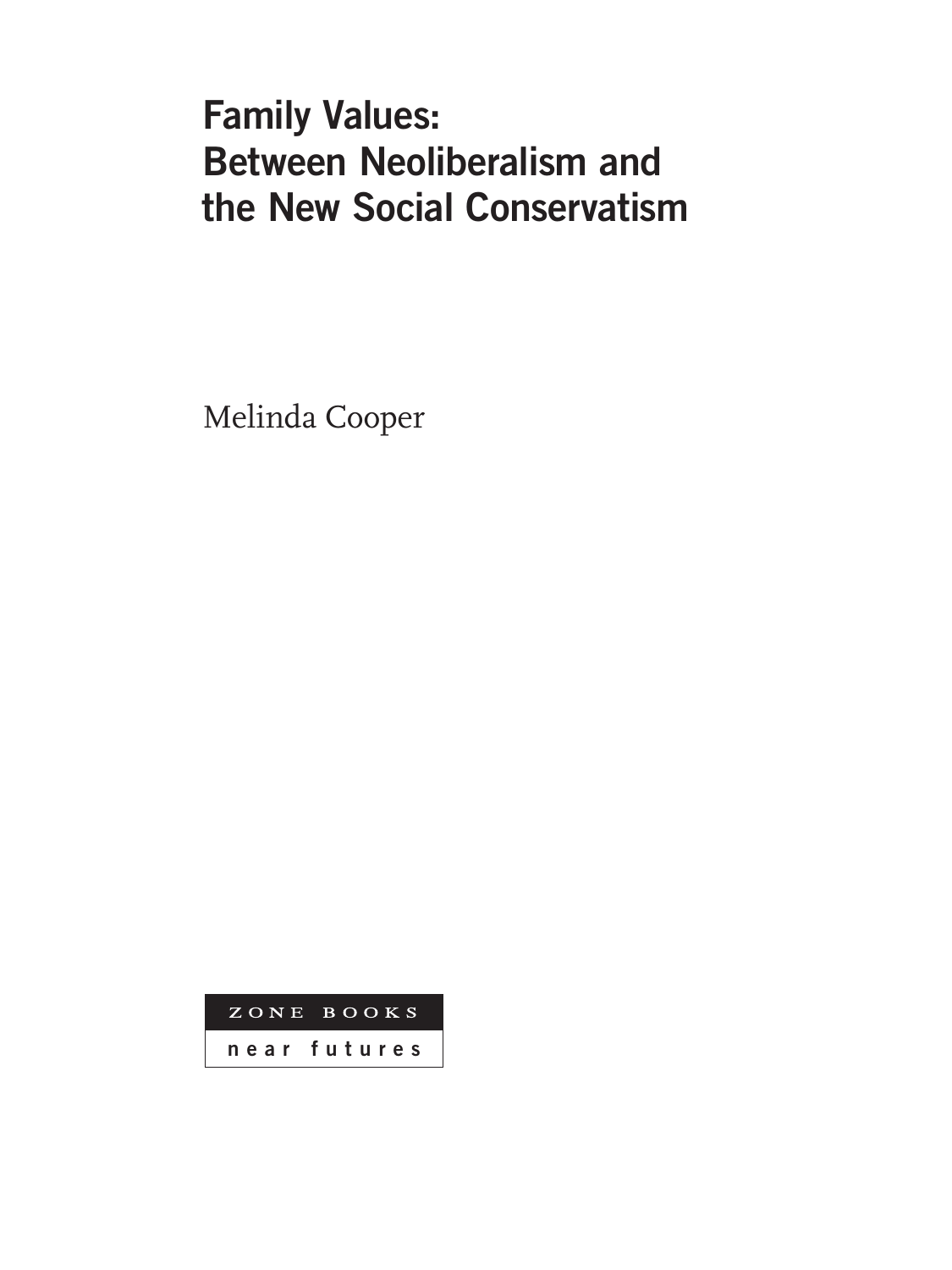# Family Values: Between Neoliberalism and the New Social Conservatism

Melinda Cooper

ZONE BOOKS

near futures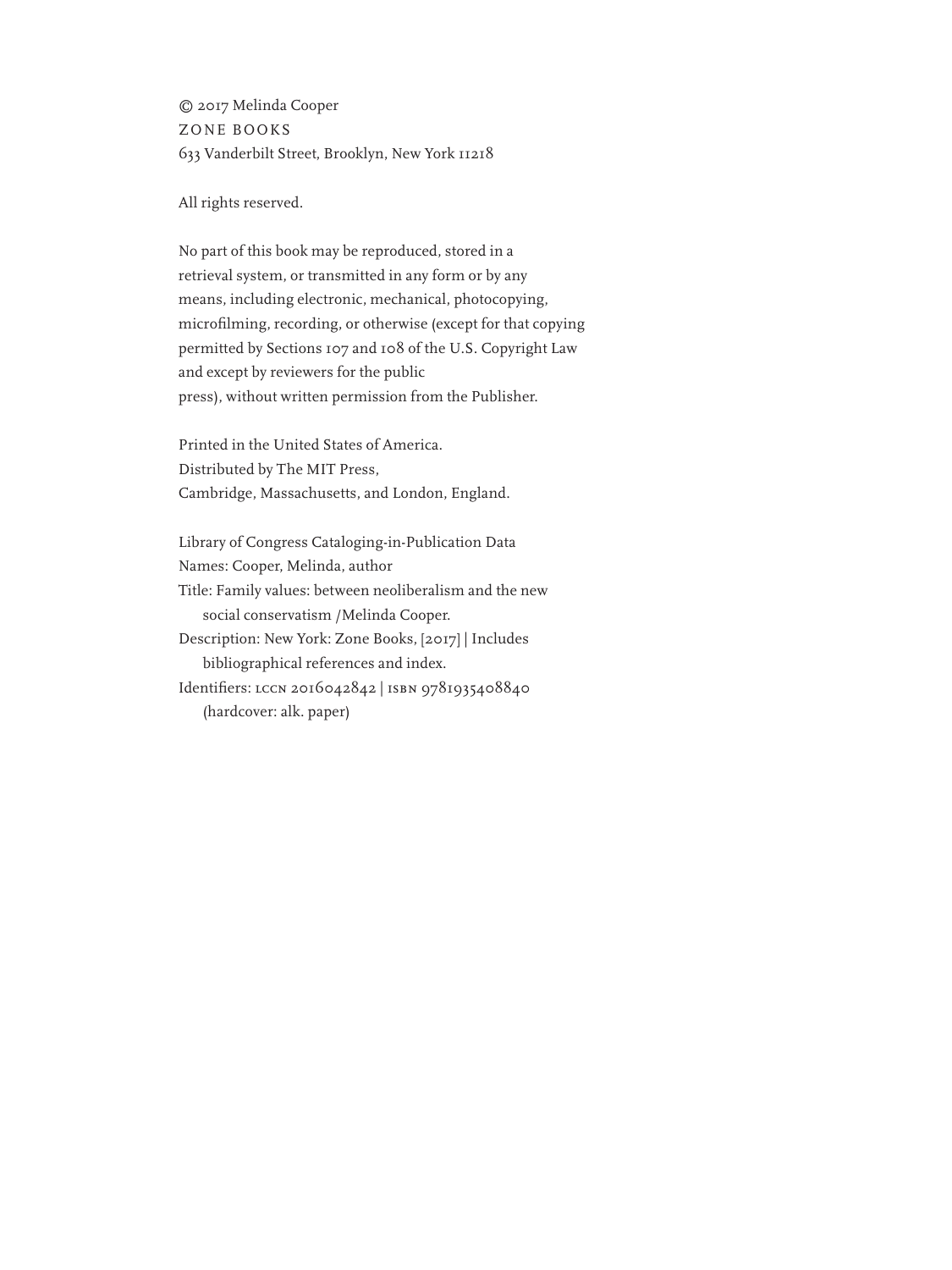© 2017 Melinda Cooper
ZONE BOOKS
633 Vanderbilt Street, Brooklyn, New York 11218

All rights reserved.

No part of this book may be reproduced, stored in a retrieval system, or transmitted in any form or by any means, including electronic, mechanical, photocopying, microfilming, recording, or otherwise (except for that copying permitted by Sections 107 and 108 of the U.S. Copyright Law and except by reviewers for the public press), without written permission from the Publisher.

Printed in the United States of America.
Distributed by The MIT Press,
Cambridge, Massachusetts, and London, England.

Library of Congress Cataloging-in-Publication Data
Names: Cooper, Melinda, author
Title: Family values: between neoliberalism and the new social conservatism /Melinda Cooper.
Description: New York: Zone Books, [2017] | Includes bibliographical references and index.
Identifiers: LCCN 2016042842 | ISBN 9781935408840 (hardcover: alk. paper)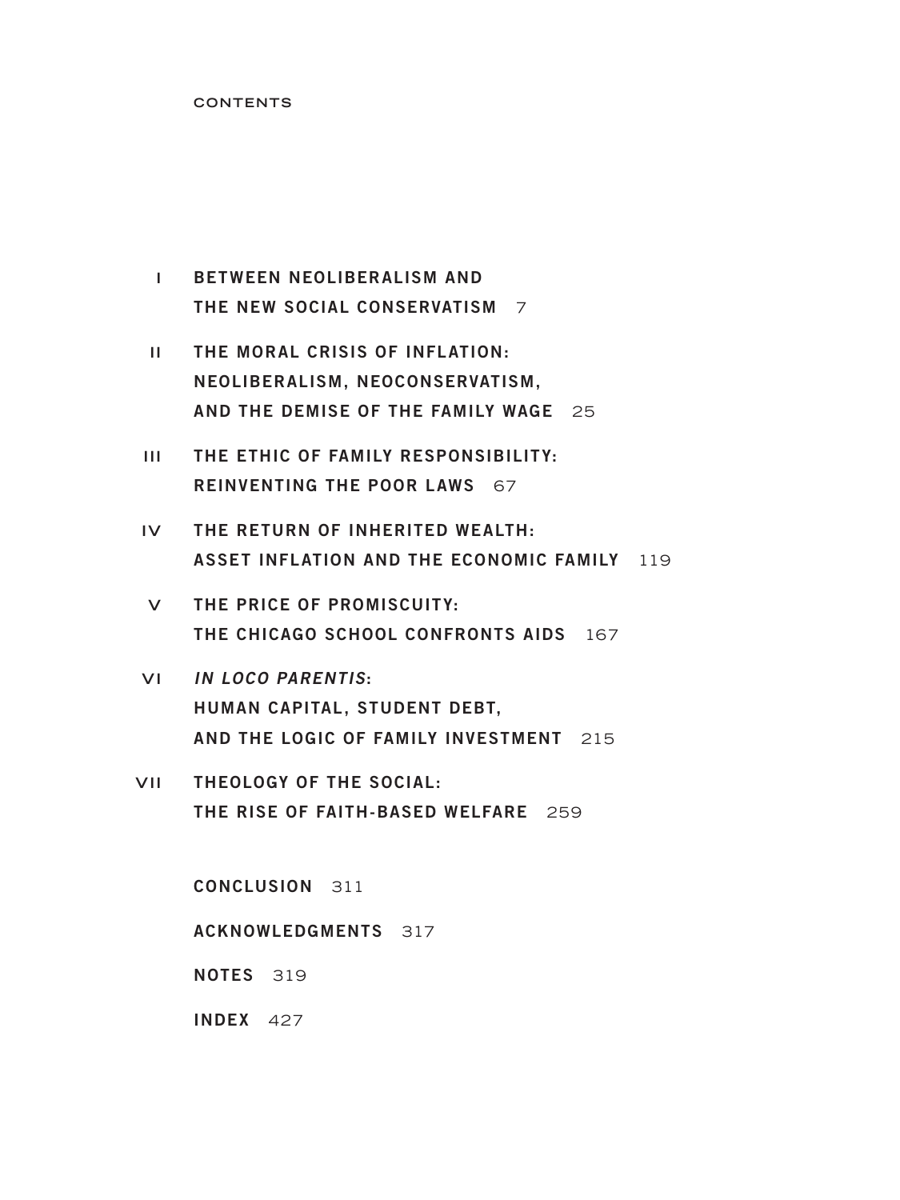# CONTENTS

- I BETWEEN NEOLIBERALISM AND THE NEW SOCIAL CONSERVATISM 7
- II THE MORAL CRISIS OF INFLATION: NEOLIBERALISM, NEOCONSERVATISM, AND THE DEMISE OF THE FAMILY WAGE 25
- III THE ETHIC OF FAMILY RESPONSIBILITY: REINVENTING THE POOR LAWS 67
- IV THE RETURN OF INHERITED WEALTH: ASSET INFLATION AND THE ECONOMIC FAMILY 119
- V THE PRICE OF PROMISCUITY: THE CHICAGO SCHOOL CONFRONTS AIDS 167
- VI *IN LOCO PARENTIS*: HUMAN CAPITAL, STUDENT DEBT, AND THE LOGIC OF FAMILY INVESTMENT 215
- VII THEOLOGY OF THE SOCIAL: THE RISE OF FAITH-BASED WELFARE 259

CONCLUSION 311

ACKNOWLEDGMENTS 317

NOTES 319

INDEX 427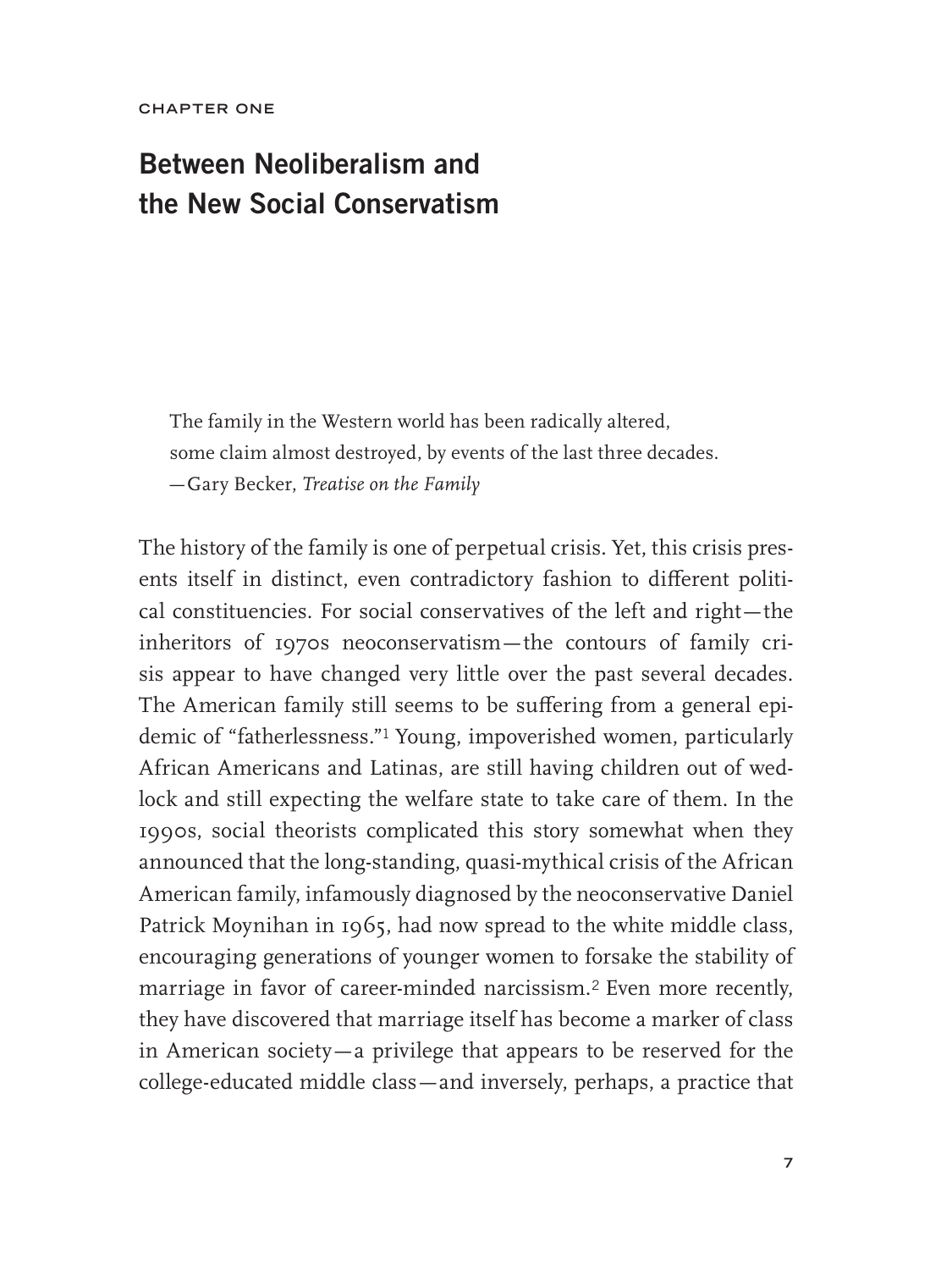CHAPTER ONE

# Between Neoliberalism and the New Social Conservatism

> The family in the Western world has been radically altered, some claim almost destroyed, by events of the last three decades.
> —Gary Becker, *Treatise on the Family*

The history of the family is one of perpetual crisis. Yet, this crisis presents itself in distinct, even contradictory fashion to different political constituencies. For social conservatives of the left and right—the inheritors of 1970s neoconservatism—the contours of family crisis appear to have changed very little over the past several decades. The American family still seems to be suffering from a general epidemic of "fatherlessness."[1] Young, impoverished women, particularly African Americans and Latinas, are still having children out of wedlock and still expecting the welfare state to take care of them. In the 1990s, social theorists complicated this story somewhat when they announced that the long-standing, quasi-mythical crisis of the African American family, infamously diagnosed by the neoconservative Daniel Patrick Moynihan in 1965, had now spread to the white middle class, encouraging generations of younger women to forsake the stability of marriage in favor of career-minded narcissism.[2] Even more recently, they have discovered that marriage itself has become a marker of class in American society—a privilege that appears to be reserved for the college-educated middle class—and inversely, perhaps, a practice that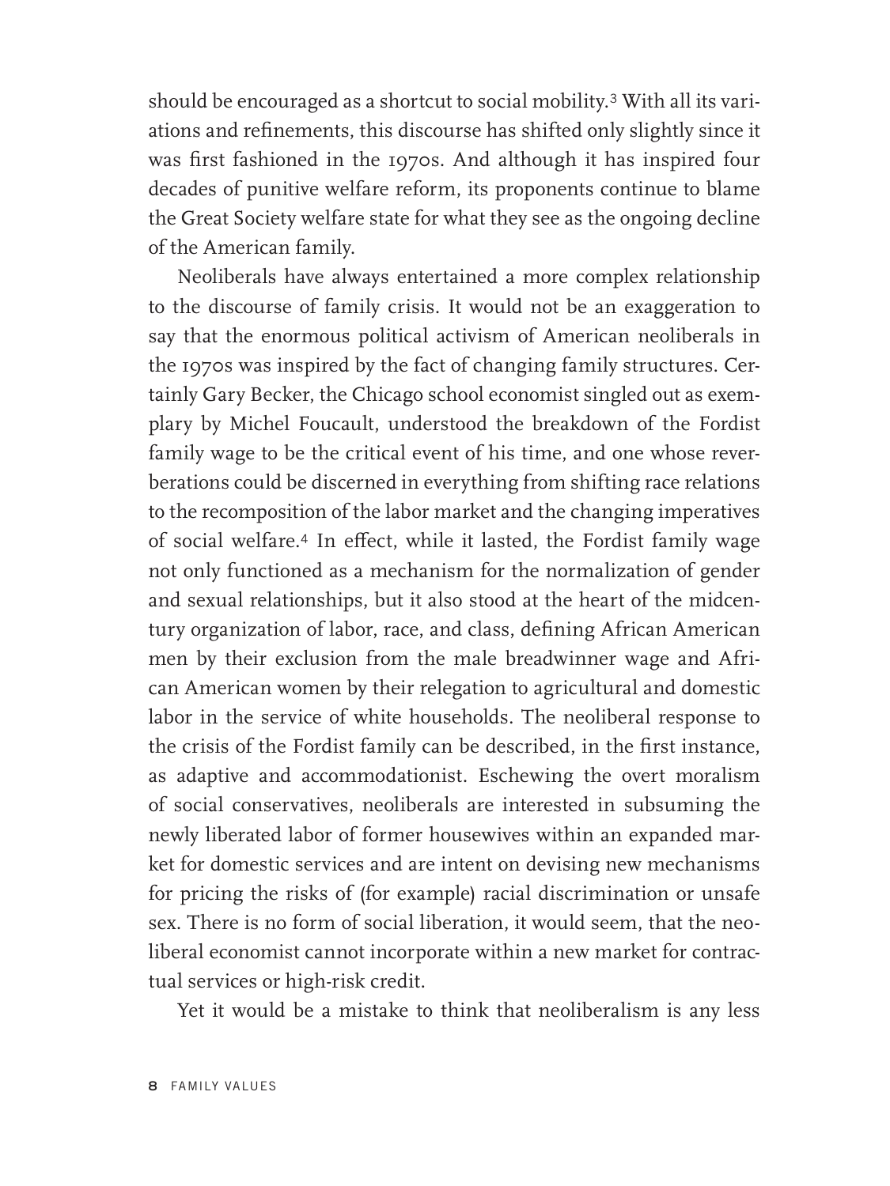should be encouraged as a shortcut to social mobility.[3] With all its variations and refinements, this discourse has shifted only slightly since it was first fashioned in the 1970s. And although it has inspired four decades of punitive welfare reform, its proponents continue to blame the Great Society welfare state for what they see as the ongoing decline of the American family.

Neoliberals have always entertained a more complex relationship to the discourse of family crisis. It would not be an exaggeration to say that the enormous political activism of American neoliberals in the 1970s was inspired by the fact of changing family structures. Certainly Gary Becker, the Chicago school economist singled out as exemplary by Michel Foucault, understood the breakdown of the Fordist family wage to be the critical event of his time, and one whose reverberations could be discerned in everything from shifting race relations to the recomposition of the labor market and the changing imperatives of social welfare.[4] In effect, while it lasted, the Fordist family wage not only functioned as a mechanism for the normalization of gender and sexual relationships, but it also stood at the heart of the midcentury organization of labor, race, and class, defining African American men by their exclusion from the male breadwinner wage and African American women by their relegation to agricultural and domestic labor in the service of white households. The neoliberal response to the crisis of the Fordist family can be described, in the first instance, as adaptive and accommodationist. Eschewing the overt moralism of social conservatives, neoliberals are interested in subsuming the newly liberated labor of former housewives within an expanded market for domestic services and are intent on devising new mechanisms for pricing the risks of (for example) racial discrimination or unsafe sex. There is no form of social liberation, it would seem, that the neoliberal economist cannot incorporate within a new market for contractual services or high-risk credit.

Yet it would be a mistake to think that neoliberalism is any less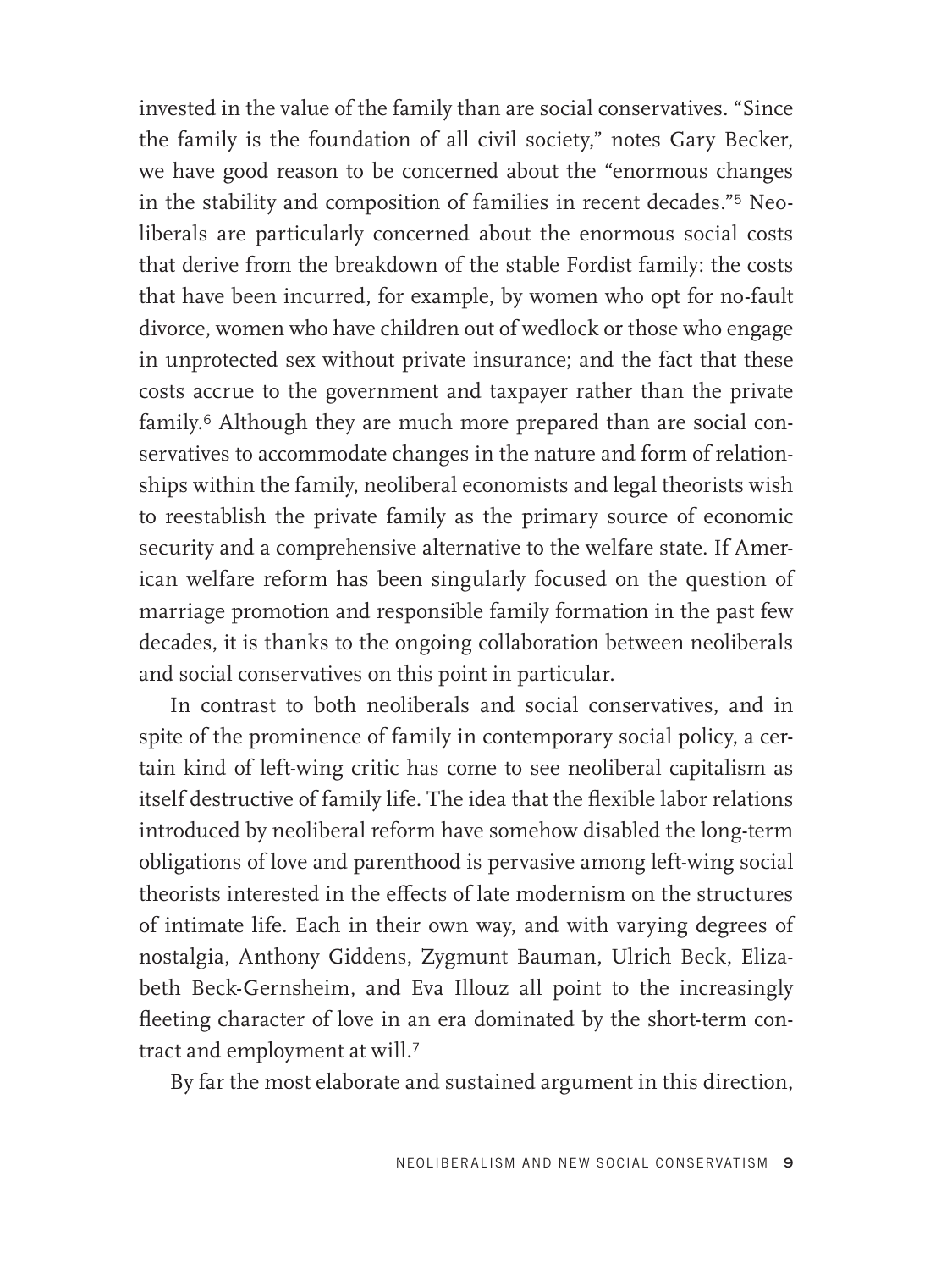invested in the value of the family than are social conservatives. "Since the family is the foundation of all civil society," notes Gary Becker, we have good reason to be concerned about the "enormous changes in the stability and composition of families in recent decades."[5] Neoliberals are particularly concerned about the enormous social costs that derive from the breakdown of the stable Fordist family: the costs that have been incurred, for example, by women who opt for no-fault divorce, women who have children out of wedlock or those who engage in unprotected sex without private insurance; and the fact that these costs accrue to the government and taxpayer rather than the private family.[6] Although they are much more prepared than are social conservatives to accommodate changes in the nature and form of relationships within the family, neoliberal economists and legal theorists wish to reestablish the private family as the primary source of economic security and a comprehensive alternative to the welfare state. If American welfare reform has been singularly focused on the question of marriage promotion and responsible family formation in the past few decades, it is thanks to the ongoing collaboration between neoliberals and social conservatives on this point in particular.

In contrast to both neoliberals and social conservatives, and in spite of the prominence of family in contemporary social policy, a certain kind of left-wing critic has come to see neoliberal capitalism as itself destructive of family life. The idea that the flexible labor relations introduced by neoliberal reform have somehow disabled the long-term obligations of love and parenthood is pervasive among left-wing social theorists interested in the effects of late modernism on the structures of intimate life. Each in their own way, and with varying degrees of nostalgia, Anthony Giddens, Zygmunt Bauman, Ulrich Beck, Elizabeth Beck-Gernsheim, and Eva Illouz all point to the increasingly fleeting character of love in an era dominated by the short-term contract and employment at will.[7]

By far the most elaborate and sustained argument in this direction,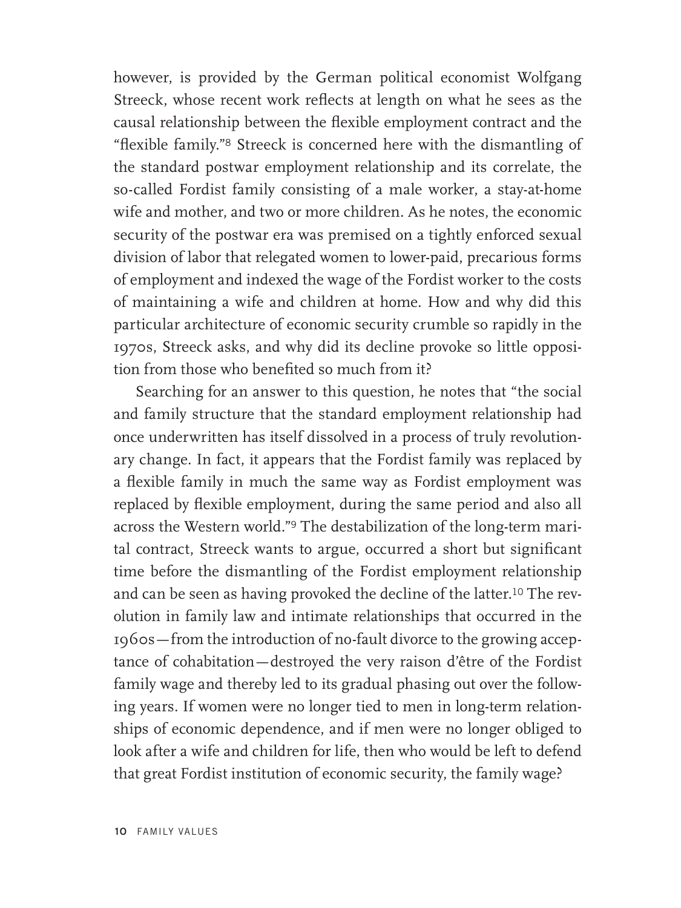however, is provided by the German political economist Wolfgang Streeck, whose recent work reflects at length on what he sees as the causal relationship between the flexible employment contract and the "flexible family."[8] Streeck is concerned here with the dismantling of the standard postwar employment relationship and its correlate, the so-called Fordist family consisting of a male worker, a stay-at-home wife and mother, and two or more children. As he notes, the economic security of the postwar era was premised on a tightly enforced sexual division of labor that relegated women to lower-paid, precarious forms of employment and indexed the wage of the Fordist worker to the costs of maintaining a wife and children at home. How and why did this particular architecture of economic security crumble so rapidly in the 1970s, Streeck asks, and why did its decline provoke so little opposition from those who benefited so much from it?

Searching for an answer to this question, he notes that "the social and family structure that the standard employment relationship had once underwritten has itself dissolved in a process of truly revolutionary change. In fact, it appears that the Fordist family was replaced by a flexible family in much the same way as Fordist employment was replaced by flexible employment, during the same period and also all across the Western world."[9] The destabilization of the long-term marital contract, Streeck wants to argue, occurred a short but significant time before the dismantling of the Fordist employment relationship and can be seen as having provoked the decline of the latter.[10] The revolution in family law and intimate relationships that occurred in the 1960s—from the introduction of no-fault divorce to the growing acceptance of cohabitation—destroyed the very raison d'être of the Fordist family wage and thereby led to its gradual phasing out over the following years. If women were no longer tied to men in long-term relationships of economic dependence, and if men were no longer obliged to look after a wife and children for life, then who would be left to defend that great Fordist institution of economic security, the family wage?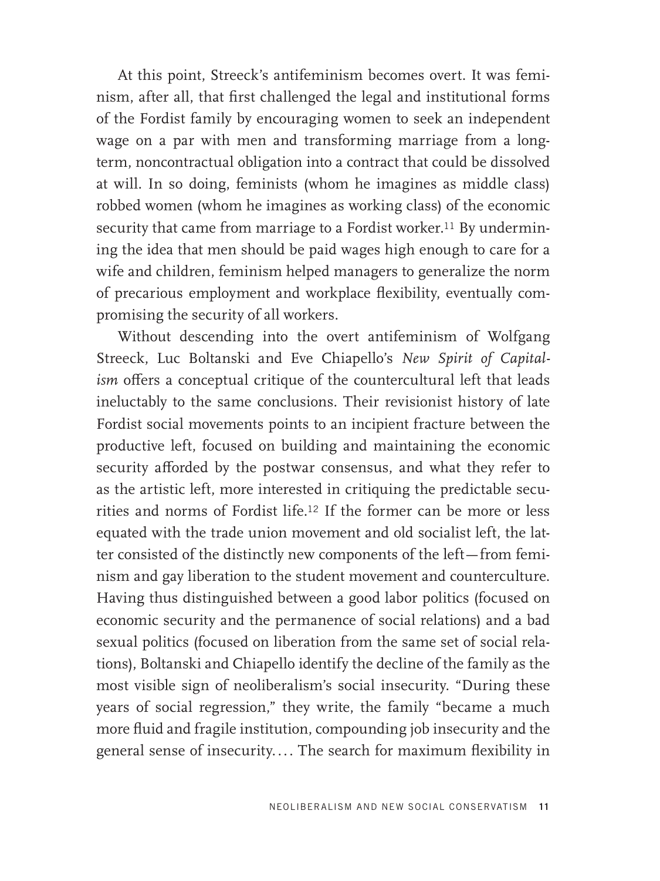At this point, Streeck's antifeminism becomes overt. It was feminism, after all, that first challenged the legal and institutional forms of the Fordist family by encouraging women to seek an independent wage on a par with men and transforming marriage from a long-term, noncontractual obligation into a contract that could be dissolved at will. In so doing, feminists (whom he imagines as middle class) robbed women (whom he imagines as working class) of the economic security that came from marriage to a Fordist worker.[11] By undermining the idea that men should be paid wages high enough to care for a wife and children, feminism helped managers to generalize the norm of precarious employment and workplace flexibility, eventually compromising the security of all workers.

Without descending into the overt antifeminism of Wolfgang Streeck, Luc Boltanski and Eve Chiapello's *New Spirit of Capitalism* offers a conceptual critique of the countercultural left that leads ineluctably to the same conclusions. Their revisionist history of late Fordist social movements points to an incipient fracture between the productive left, focused on building and maintaining the economic security afforded by the postwar consensus, and what they refer to as the artistic left, more interested in critiquing the predictable securities and norms of Fordist life.[12] If the former can be more or less equated with the trade union movement and old socialist left, the latter consisted of the distinctly new components of the left—from feminism and gay liberation to the student movement and counterculture. Having thus distinguished between a good labor politics (focused on economic security and the permanence of social relations) and a bad sexual politics (focused on liberation from the same set of social relations), Boltanski and Chiapello identify the decline of the family as the most visible sign of neoliberalism's social insecurity. "During these years of social regression," they write, the family "became a much more fluid and fragile institution, compounding job insecurity and the general sense of insecurity.... The search for maximum flexibility in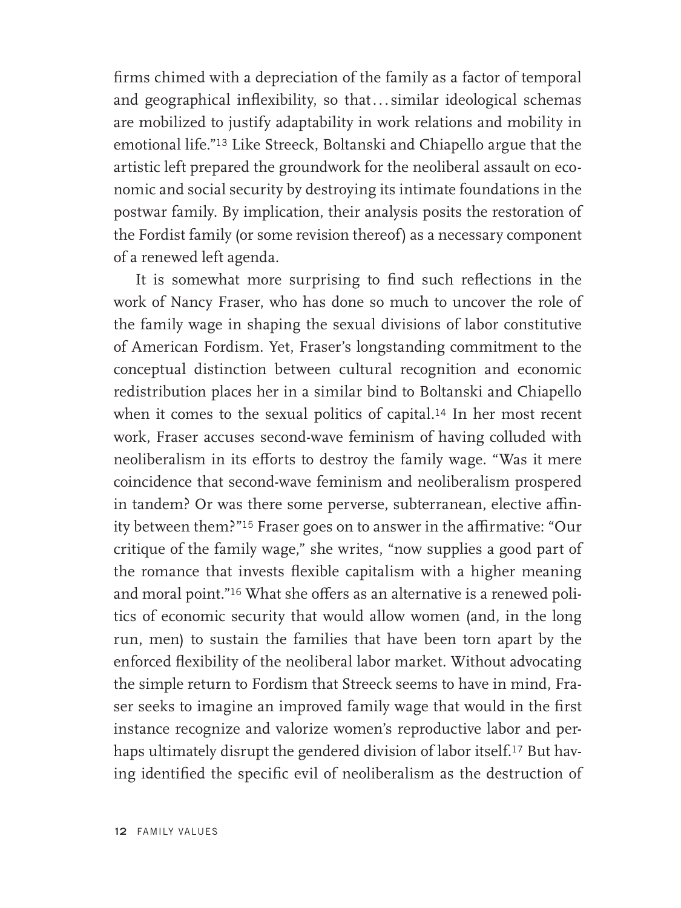firms chimed with a depreciation of the family as a factor of temporal and geographical inflexibility, so that . . . similar ideological schemas are mobilized to justify adaptability in work relations and mobility in emotional life."[13] Like Streeck, Boltanski and Chiapello argue that the artistic left prepared the groundwork for the neoliberal assault on economic and social security by destroying its intimate foundations in the postwar family. By implication, their analysis posits the restoration of the Fordist family (or some revision thereof) as a necessary component of a renewed left agenda.

It is somewhat more surprising to find such reflections in the work of Nancy Fraser, who has done so much to uncover the role of the family wage in shaping the sexual divisions of labor constitutive of American Fordism. Yet, Fraser's longstanding commitment to the conceptual distinction between cultural recognition and economic redistribution places her in a similar bind to Boltanski and Chiapello when it comes to the sexual politics of capital.[14] In her most recent work, Fraser accuses second-wave feminism of having colluded with neoliberalism in its efforts to destroy the family wage. "Was it mere coincidence that second-wave feminism and neoliberalism prospered in tandem? Or was there some perverse, subterranean, elective affinity between them?"[15] Fraser goes on to answer in the affirmative: "Our critique of the family wage," she writes, "now supplies a good part of the romance that invests flexible capitalism with a higher meaning and moral point."[16] What she offers as an alternative is a renewed politics of economic security that would allow women (and, in the long run, men) to sustain the families that have been torn apart by the enforced flexibility of the neoliberal labor market. Without advocating the simple return to Fordism that Streeck seems to have in mind, Fraser seeks to imagine an improved family wage that would in the first instance recognize and valorize women's reproductive labor and perhaps ultimately disrupt the gendered division of labor itself.[17] But having identified the specific evil of neoliberalism as the destruction of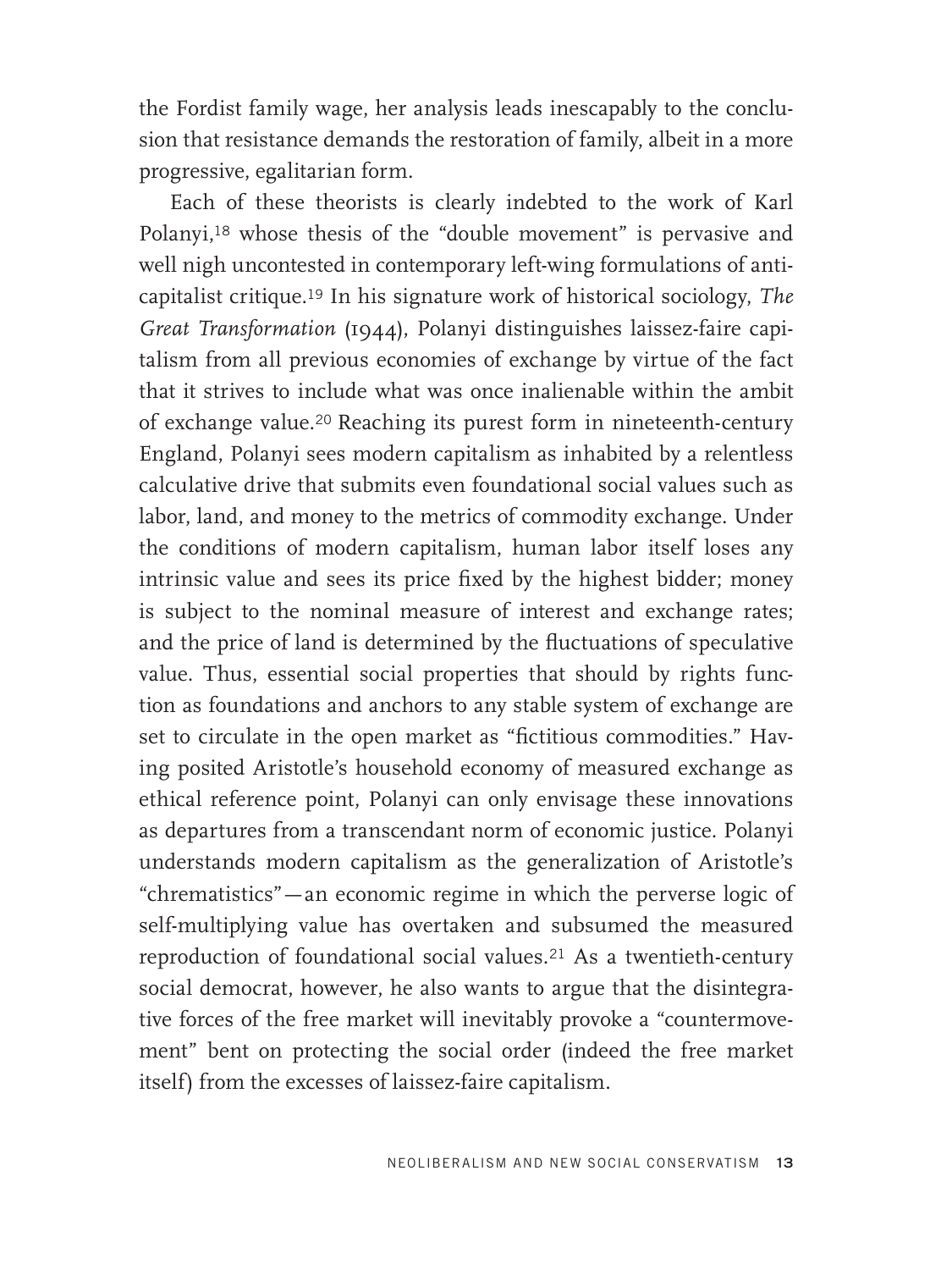the Fordist family wage, her analysis leads inescapably to the conclusion that resistance demands the restoration of family, albeit in a more progressive, egalitarian form.

Each of these theorists is clearly indebted to the work of Karl Polanyi,[18] whose thesis of the "double movement" is pervasive and well nigh uncontested in contemporary left-wing formulations of anticapitalist critique.[19] In his signature work of historical sociology, *The Great Transformation* (1944), Polanyi distinguishes laissez-faire capitalism from all previous economies of exchange by virtue of the fact that it strives to include what was once inalienable within the ambit of exchange value.[20] Reaching its purest form in nineteenth-century England, Polanyi sees modern capitalism as inhabited by a relentless calculative drive that submits even foundational social values such as labor, land, and money to the metrics of commodity exchange. Under the conditions of modern capitalism, human labor itself loses any intrinsic value and sees its price fixed by the highest bidder; money is subject to the nominal measure of interest and exchange rates; and the price of land is determined by the fluctuations of speculative value. Thus, essential social properties that should by rights function as foundations and anchors to any stable system of exchange are set to circulate in the open market as "fictitious commodities." Having posited Aristotle's household economy of measured exchange as ethical reference point, Polanyi can only envisage these innovations as departures from a transcendant norm of economic justice. Polanyi understands modern capitalism as the generalization of Aristotle's "chrematistics"—an economic regime in which the perverse logic of self-multiplying value has overtaken and subsumed the measured reproduction of foundational social values.[21] As a twentieth-century social democrat, however, he also wants to argue that the disintegrative forces of the free market will inevitably provoke a "countermovement" bent on protecting the social order (indeed the free market itself) from the excesses of laissez-faire capitalism.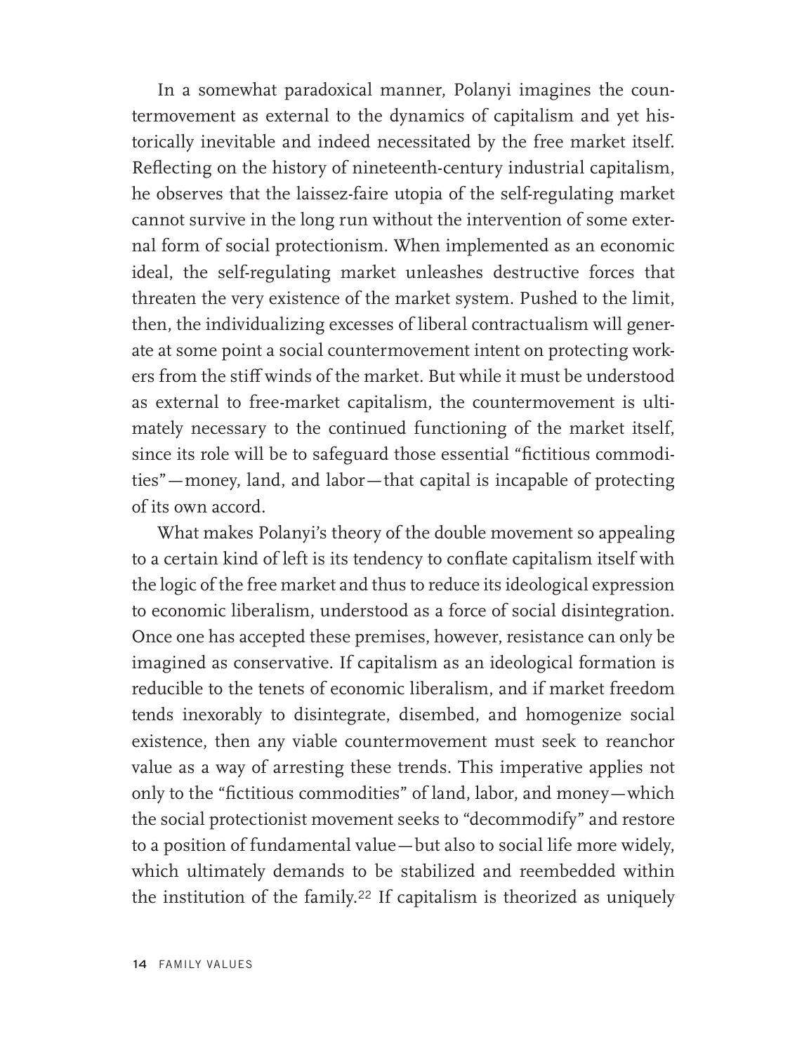In a somewhat paradoxical manner, Polanyi imagines the countermovement as external to the dynamics of capitalism and yet historically inevitable and indeed necessitated by the free market itself. Reflecting on the history of nineteenth-century industrial capitalism, he observes that the laissez-faire utopia of the self-regulating market cannot survive in the long run without the intervention of some external form of social protectionism. When implemented as an economic ideal, the self-regulating market unleashes destructive forces that threaten the very existence of the market system. Pushed to the limit, then, the individualizing excesses of liberal contractualism will generate at some point a social countermovement intent on protecting workers from the stiff winds of the market. But while it must be understood as external to free-market capitalism, the countermovement is ultimately necessary to the continued functioning of the market itself, since its role will be to safeguard those essential "fictitious commodities"—money, land, and labor—that capital is incapable of protecting of its own accord.

What makes Polanyi's theory of the double movement so appealing to a certain kind of left is its tendency to conflate capitalism itself with the logic of the free market and thus to reduce its ideological expression to economic liberalism, understood as a force of social disintegration. Once one has accepted these premises, however, resistance can only be imagined as conservative. If capitalism as an ideological formation is reducible to the tenets of economic liberalism, and if market freedom tends inexorably to disintegrate, disembed, and homogenize social existence, then any viable countermovement must seek to reanchor value as a way of arresting these trends. This imperative applies not only to the "fictitious commodities" of land, labor, and money—which the social protectionist movement seeks to "decommodify" and restore to a position of fundamental value—but also to social life more widely, which ultimately demands to be stabilized and reembedded within the institution of the family.[22] If capitalism is theorized as uniquely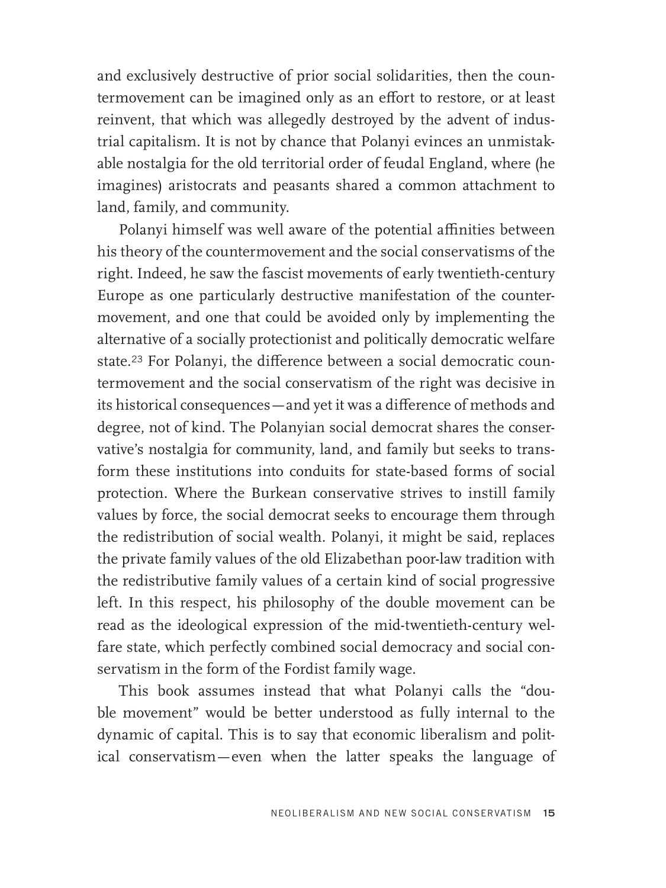and exclusively destructive of prior social solidarities, then the countermovement can be imagined only as an effort to restore, or at least reinvent, that which was allegedly destroyed by the advent of industrial capitalism. It is not by chance that Polanyi evinces an unmistakable nostalgia for the old territorial order of feudal England, where (he imagines) aristocrats and peasants shared a common attachment to land, family, and community.

Polanyi himself was well aware of the potential affinities between his theory of the countermovement and the social conservatisms of the right. Indeed, he saw the fascist movements of early twentieth-century Europe as one particularly destructive manifestation of the countermovement, and one that could be avoided only by implementing the alternative of a socially protectionist and politically democratic welfare state.[23] For Polanyi, the difference between a social democratic countermovement and the social conservatism of the right was decisive in its historical consequences—and yet it was a difference of methods and degree, not of kind. The Polanyian social democrat shares the conservative's nostalgia for community, land, and family but seeks to transform these institutions into conduits for state-based forms of social protection. Where the Burkean conservative strives to instill family values by force, the social democrat seeks to encourage them through the redistribution of social wealth. Polanyi, it might be said, replaces the private family values of the old Elizabethan poor-law tradition with the redistributive family values of a certain kind of social progressive left. In this respect, his philosophy of the double movement can be read as the ideological expression of the mid-twentieth-century welfare state, which perfectly combined social democracy and social conservatism in the form of the Fordist family wage.

This book assumes instead that what Polanyi calls the "double movement" would be better understood as fully internal to the dynamic of capital. This is to say that economic liberalism and political conservatism—even when the latter speaks the language of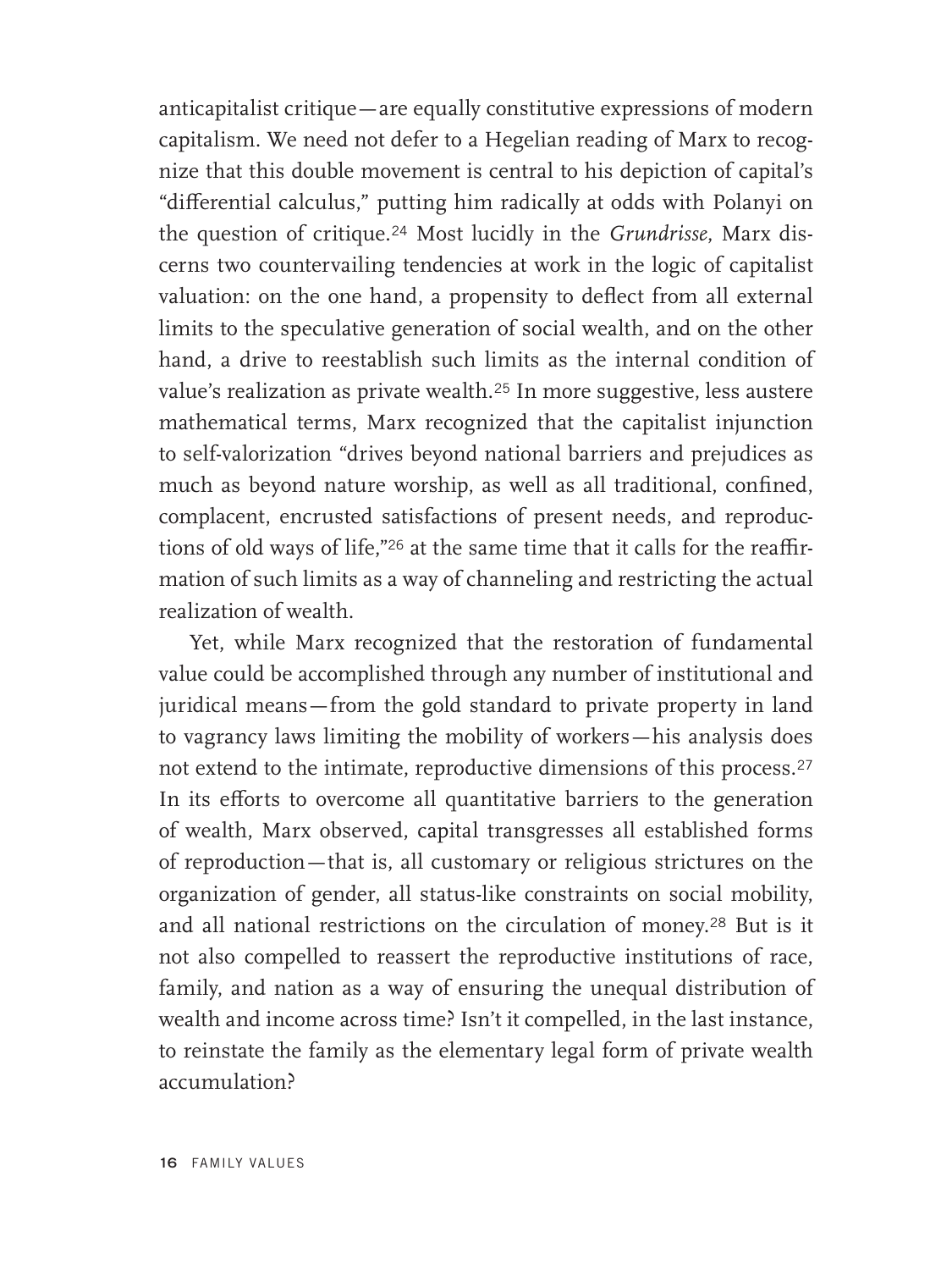anticapitalist critique—are equally constitutive expressions of modern capitalism. We need not defer to a Hegelian reading of Marx to recognize that this double movement is central to his depiction of capital's "differential calculus," putting him radically at odds with Polanyi on the question of critique.[24] Most lucidly in the *Grundrisse*, Marx discerns two countervailing tendencies at work in the logic of capitalist valuation: on the one hand, a propensity to deflect from all external limits to the speculative generation of social wealth, and on the other hand, a drive to reestablish such limits as the internal condition of value's realization as private wealth.[25] In more suggestive, less austere mathematical terms, Marx recognized that the capitalist injunction to self-valorization "drives beyond national barriers and prejudices as much as beyond nature worship, as well as all traditional, confined, complacent, encrusted satisfactions of present needs, and reproductions of old ways of life,"[26] at the same time that it calls for the reaffirmation of such limits as a way of channeling and restricting the actual realization of wealth.

Yet, while Marx recognized that the restoration of fundamental value could be accomplished through any number of institutional and juridical means—from the gold standard to private property in land to vagrancy laws limiting the mobility of workers—his analysis does not extend to the intimate, reproductive dimensions of this process.[27] In its efforts to overcome all quantitative barriers to the generation of wealth, Marx observed, capital transgresses all established forms of reproduction—that is, all customary or religious strictures on the organization of gender, all status-like constraints on social mobility, and all national restrictions on the circulation of money.[28] But is it not also compelled to reassert the reproductive institutions of race, family, and nation as a way of ensuring the unequal distribution of wealth and income across time? Isn't it compelled, in the last instance, to reinstate the family as the elementary legal form of private wealth accumulation?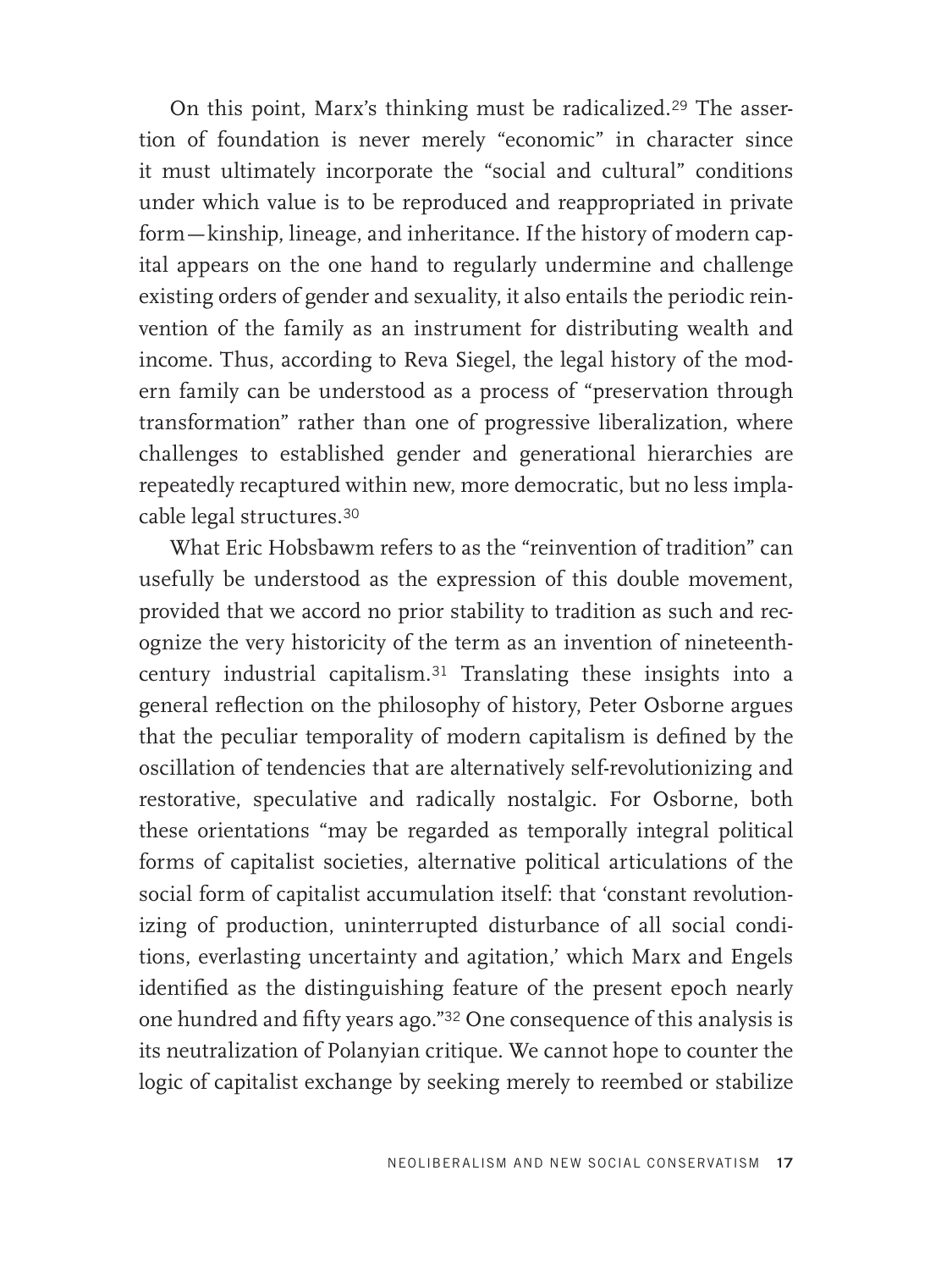On this point, Marx's thinking must be radicalized.[29] The assertion of foundation is never merely "economic" in character since it must ultimately incorporate the "social and cultural" conditions under which value is to be reproduced and reappropriated in private form—kinship, lineage, and inheritance. If the history of modern capital appears on the one hand to regularly undermine and challenge existing orders of gender and sexuality, it also entails the periodic reinvention of the family as an instrument for distributing wealth and income. Thus, according to Reva Siegel, the legal history of the modern family can be understood as a process of "preservation through transformation" rather than one of progressive liberalization, where challenges to established gender and generational hierarchies are repeatedly recaptured within new, more democratic, but no less implacable legal structures.[30]

What Eric Hobsbawm refers to as the "reinvention of tradition" can usefully be understood as the expression of this double movement, provided that we accord no prior stability to tradition as such and recognize the very historicity of the term as an invention of nineteenth-century industrial capitalism.[31] Translating these insights into a general reflection on the philosophy of history, Peter Osborne argues that the peculiar temporality of modern capitalism is defined by the oscillation of tendencies that are alternatively self-revolutionizing and restorative, speculative and radically nostalgic. For Osborne, both these orientations "may be regarded as temporally integral political forms of capitalist societies, alternative political articulations of the social form of capitalist accumulation itself: that 'constant revolutionizing of production, uninterrupted disturbance of all social conditions, everlasting uncertainty and agitation,' which Marx and Engels identified as the distinguishing feature of the present epoch nearly one hundred and fifty years ago."[32] One consequence of this analysis is its neutralization of Polanyian critique. We cannot hope to counter the logic of capitalist exchange by seeking merely to reembed or stabilize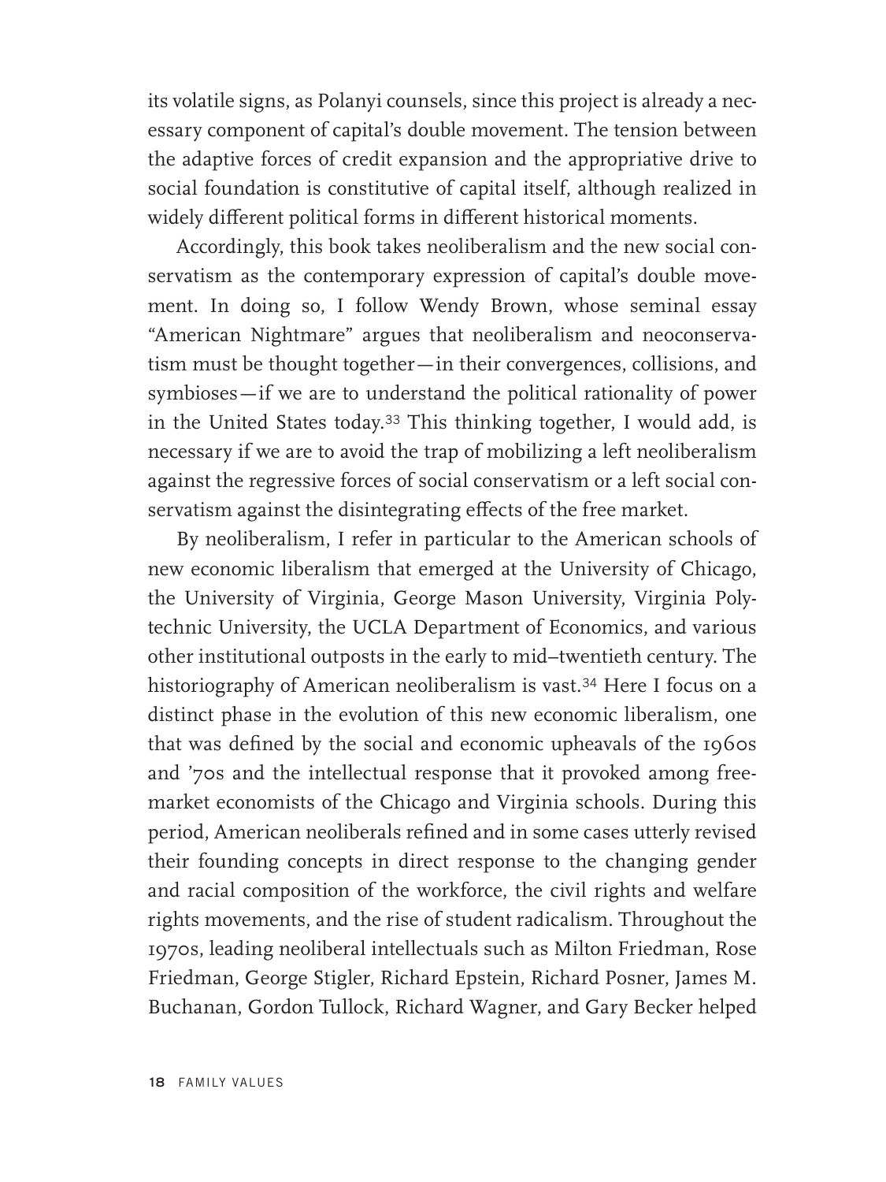its volatile signs, as Polanyi counsels, since this project is already a necessary component of capital's double movement. The tension between the adaptive forces of credit expansion and the appropriative drive to social foundation is constitutive of capital itself, although realized in widely different political forms in different historical moments.

Accordingly, this book takes neoliberalism and the new social conservatism as the contemporary expression of capital's double movement. In doing so, I follow Wendy Brown, whose seminal essay "American Nightmare" argues that neoliberalism and neoconservatism must be thought together—in their convergences, collisions, and symbioses—if we are to understand the political rationality of power in the United States today.[33] This thinking together, I would add, is necessary if we are to avoid the trap of mobilizing a left neoliberalism against the regressive forces of social conservatism or a left social conservatism against the disintegrating effects of the free market.

By neoliberalism, I refer in particular to the American schools of new economic liberalism that emerged at the University of Chicago, the University of Virginia, George Mason University, Virginia Polytechnic University, the UCLA Department of Economics, and various other institutional outposts in the early to mid–twentieth century. The historiography of American neoliberalism is vast.[34] Here I focus on a distinct phase in the evolution of this new economic liberalism, one that was defined by the social and economic upheavals of the 1960s and '70s and the intellectual response that it provoked among free-market economists of the Chicago and Virginia schools. During this period, American neoliberals refined and in some cases utterly revised their founding concepts in direct response to the changing gender and racial composition of the workforce, the civil rights and welfare rights movements, and the rise of student radicalism. Throughout the 1970s, leading neoliberal intellectuals such as Milton Friedman, Rose Friedman, George Stigler, Richard Epstein, Richard Posner, James M. Buchanan, Gordon Tullock, Richard Wagner, and Gary Becker helped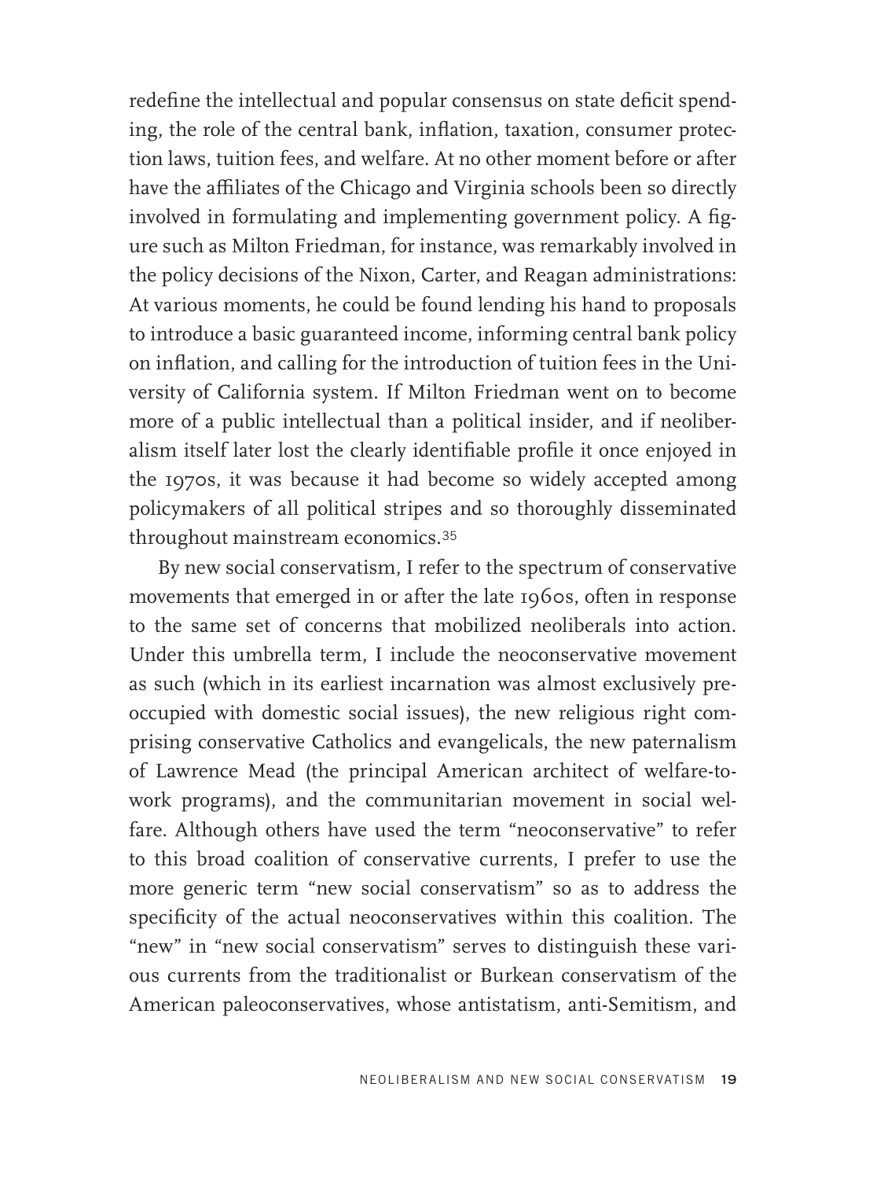redefine the intellectual and popular consensus on state deficit spending, the role of the central bank, inflation, taxation, consumer protection laws, tuition fees, and welfare. At no other moment before or after have the affiliates of the Chicago and Virginia schools been so directly involved in formulating and implementing government policy. A figure such as Milton Friedman, for instance, was remarkably involved in the policy decisions of the Nixon, Carter, and Reagan administrations: At various moments, he could be found lending his hand to proposals to introduce a basic guaranteed income, informing central bank policy on inflation, and calling for the introduction of tuition fees in the University of California system. If Milton Friedman went on to become more of a public intellectual than a political insider, and if neoliberalism itself later lost the clearly identifiable profile it once enjoyed in the 1970s, it was because it had become so widely accepted among policymakers of all political stripes and so thoroughly disseminated throughout mainstream economics.[35]

By new social conservatism, I refer to the spectrum of conservative movements that emerged in or after the late 1960s, often in response to the same set of concerns that mobilized neoliberals into action. Under this umbrella term, I include the neoconservative movement as such (which in its earliest incarnation was almost exclusively preoccupied with domestic social issues), the new religious right comprising conservative Catholics and evangelicals, the new paternalism of Lawrence Mead (the principal American architect of welfare-to-work programs), and the communitarian movement in social welfare. Although others have used the term "neoconservative" to refer to this broad coalition of conservative currents, I prefer to use the more generic term "new social conservatism" so as to address the specificity of the actual neoconservatives within this coalition. The "new" in "new social conservatism" serves to distinguish these various currents from the traditionalist or Burkean conservatism of the American paleoconservatives, whose antistatism, anti-Semitism, and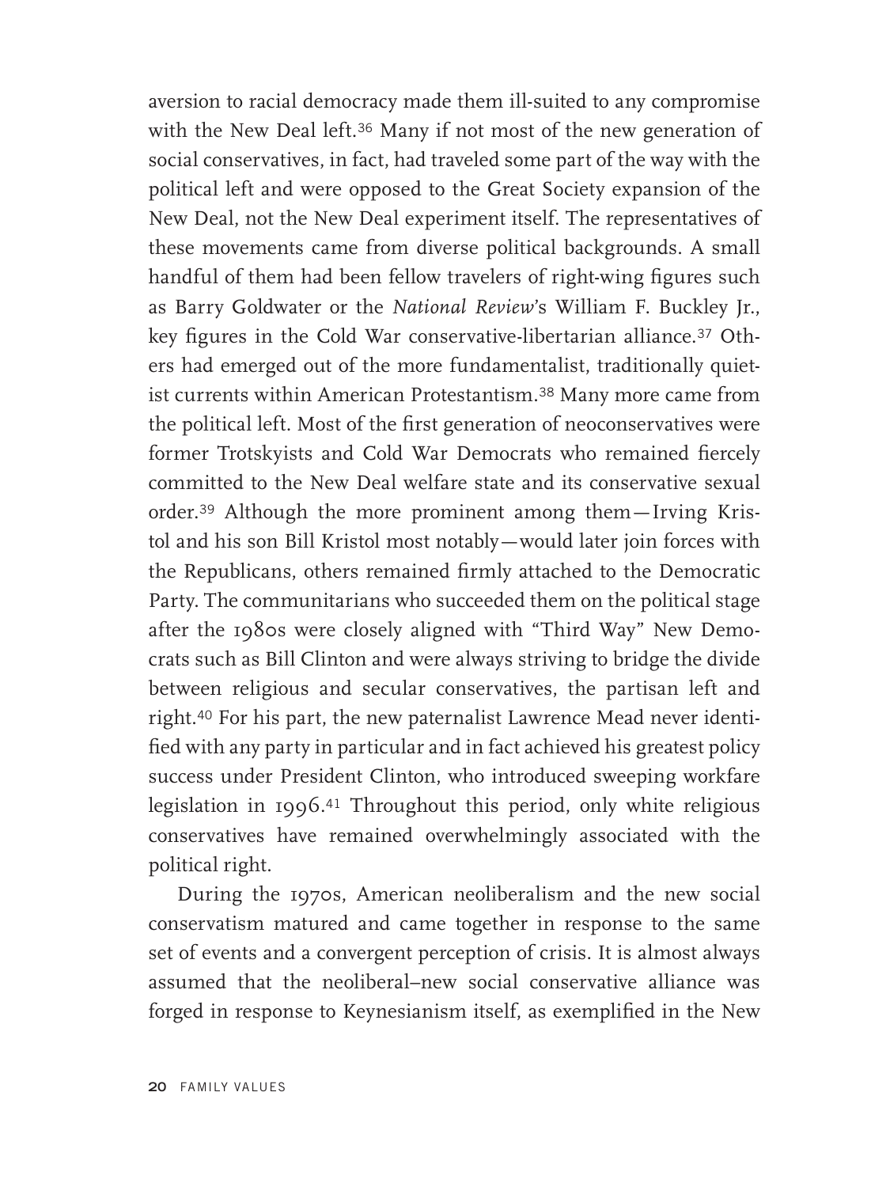aversion to racial democracy made them ill-suited to any compromise with the New Deal left.[36] Many if not most of the new generation of social conservatives, in fact, had traveled some part of the way with the political left and were opposed to the Great Society expansion of the New Deal, not the New Deal experiment itself. The representatives of these movements came from diverse political backgrounds. A small handful of them had been fellow travelers of right-wing figures such as Barry Goldwater or the *National Review*'s William F. Buckley Jr., key figures in the Cold War conservative-libertarian alliance.[37] Others had emerged out of the more fundamentalist, traditionally quietist currents within American Protestantism.[38] Many more came from the political left. Most of the first generation of neoconservatives were former Trotskyists and Cold War Democrats who remained fiercely committed to the New Deal welfare state and its conservative sexual order.[39] Although the more prominent among them—Irving Kristol and his son Bill Kristol most notably—would later join forces with the Republicans, others remained firmly attached to the Democratic Party. The communitarians who succeeded them on the political stage after the 1980s were closely aligned with "Third Way" New Democrats such as Bill Clinton and were always striving to bridge the divide between religious and secular conservatives, the partisan left and right.[40] For his part, the new paternalist Lawrence Mead never identified with any party in particular and in fact achieved his greatest policy success under President Clinton, who introduced sweeping workfare legislation in 1996.[41] Throughout this period, only white religious conservatives have remained overwhelmingly associated with the political right.

During the 1970s, American neoliberalism and the new social conservatism matured and came together in response to the same set of events and a convergent perception of crisis. It is almost always assumed that the neoliberal–new social conservative alliance was forged in response to Keynesianism itself, as exemplified in the New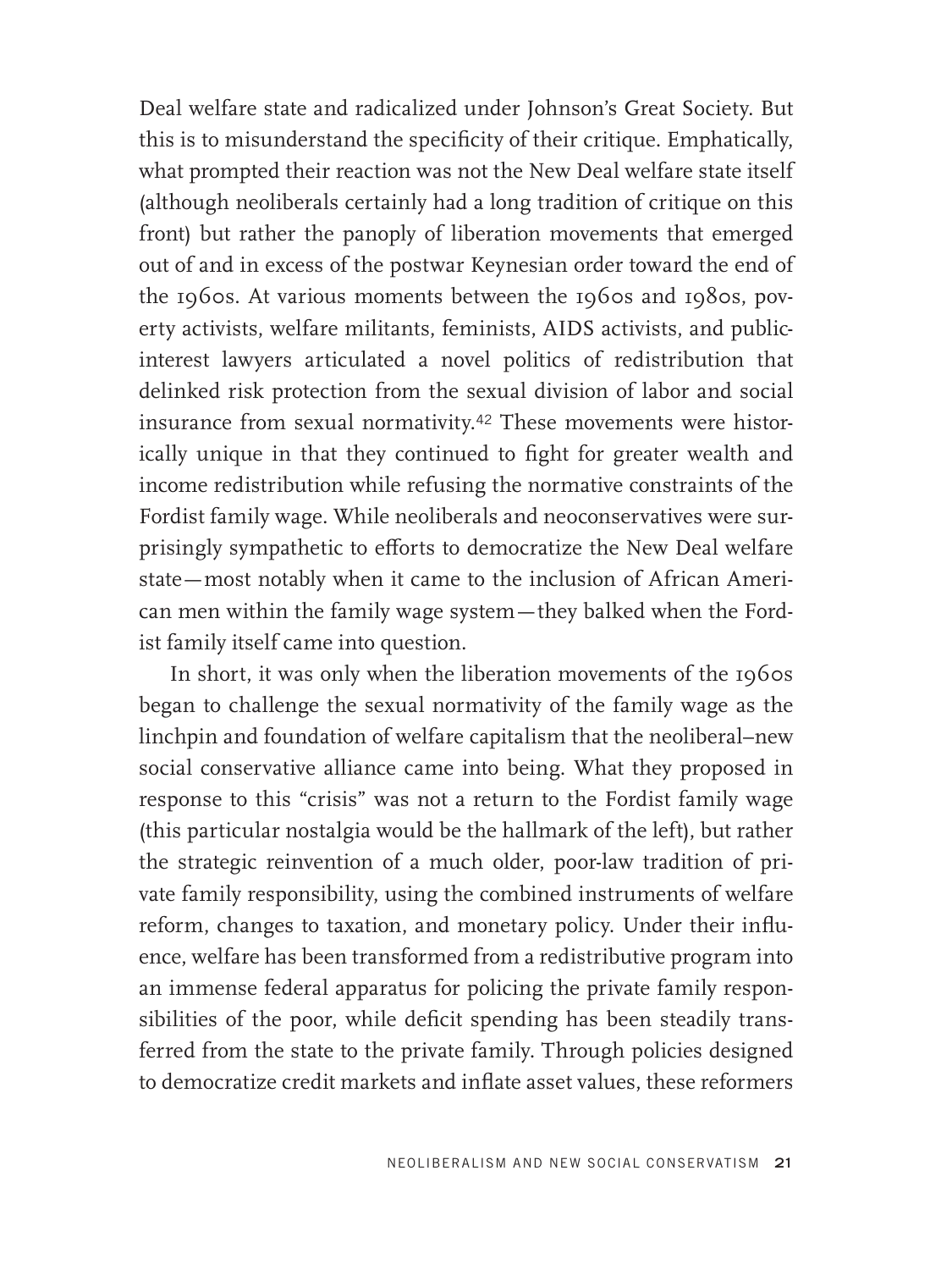Deal welfare state and radicalized under Johnson's Great Society. But this is to misunderstand the specificity of their critique. Emphatically, what prompted their reaction was not the New Deal welfare state itself (although neoliberals certainly had a long tradition of critique on this front) but rather the panoply of liberation movements that emerged out of and in excess of the postwar Keynesian order toward the end of the 1960s. At various moments between the 1960s and 1980s, poverty activists, welfare militants, feminists, AIDS activists, and public-interest lawyers articulated a novel politics of redistribution that delinked risk protection from the sexual division of labor and social insurance from sexual normativity.[42] These movements were historically unique in that they continued to fight for greater wealth and income redistribution while refusing the normative constraints of the Fordist family wage. While neoliberals and neoconservatives were surprisingly sympathetic to efforts to democratize the New Deal welfare state—most notably when it came to the inclusion of African American men within the family wage system—they balked when the Fordist family itself came into question.

In short, it was only when the liberation movements of the 1960s began to challenge the sexual normativity of the family wage as the linchpin and foundation of welfare capitalism that the neoliberal–new social conservative alliance came into being. What they proposed in response to this "crisis" was not a return to the Fordist family wage (this particular nostalgia would be the hallmark of the left), but rather the strategic reinvention of a much older, poor-law tradition of private family responsibility, using the combined instruments of welfare reform, changes to taxation, and monetary policy. Under their influence, welfare has been transformed from a redistributive program into an immense federal apparatus for policing the private family responsibilities of the poor, while deficit spending has been steadily transferred from the state to the private family. Through policies designed to democratize credit markets and inflate asset values, these reformers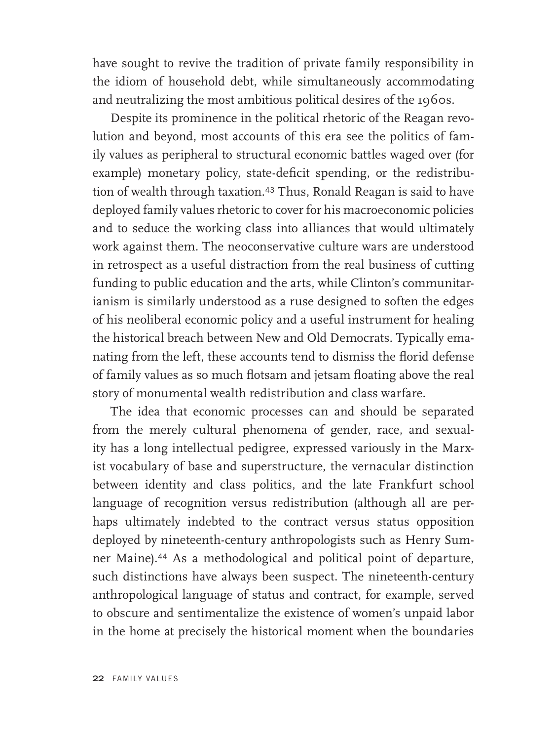have sought to revive the tradition of private family responsibility in the idiom of household debt, while simultaneously accommodating and neutralizing the most ambitious political desires of the 1960s.

Despite its prominence in the political rhetoric of the Reagan revolution and beyond, most accounts of this era see the politics of family values as peripheral to structural economic battles waged over (for example) monetary policy, state-deficit spending, or the redistribution of wealth through taxation.[43] Thus, Ronald Reagan is said to have deployed family values rhetoric to cover for his macroeconomic policies and to seduce the working class into alliances that would ultimately work against them. The neoconservative culture wars are understood in retrospect as a useful distraction from the real business of cutting funding to public education and the arts, while Clinton's communitarianism is similarly understood as a ruse designed to soften the edges of his neoliberal economic policy and a useful instrument for healing the historical breach between New and Old Democrats. Typically emanating from the left, these accounts tend to dismiss the florid defense of family values as so much flotsam and jetsam floating above the real story of monumental wealth redistribution and class warfare.

The idea that economic processes can and should be separated from the merely cultural phenomena of gender, race, and sexuality has a long intellectual pedigree, expressed variously in the Marxist vocabulary of base and superstructure, the vernacular distinction between identity and class politics, and the late Frankfurt school language of recognition versus redistribution (although all are perhaps ultimately indebted to the contract versus status opposition deployed by nineteenth-century anthropologists such as Henry Sumner Maine).[44] As a methodological and political point of departure, such distinctions have always been suspect. The nineteenth-century anthropological language of status and contract, for example, served to obscure and sentimentalize the existence of women's unpaid labor in the home at precisely the historical moment when the boundaries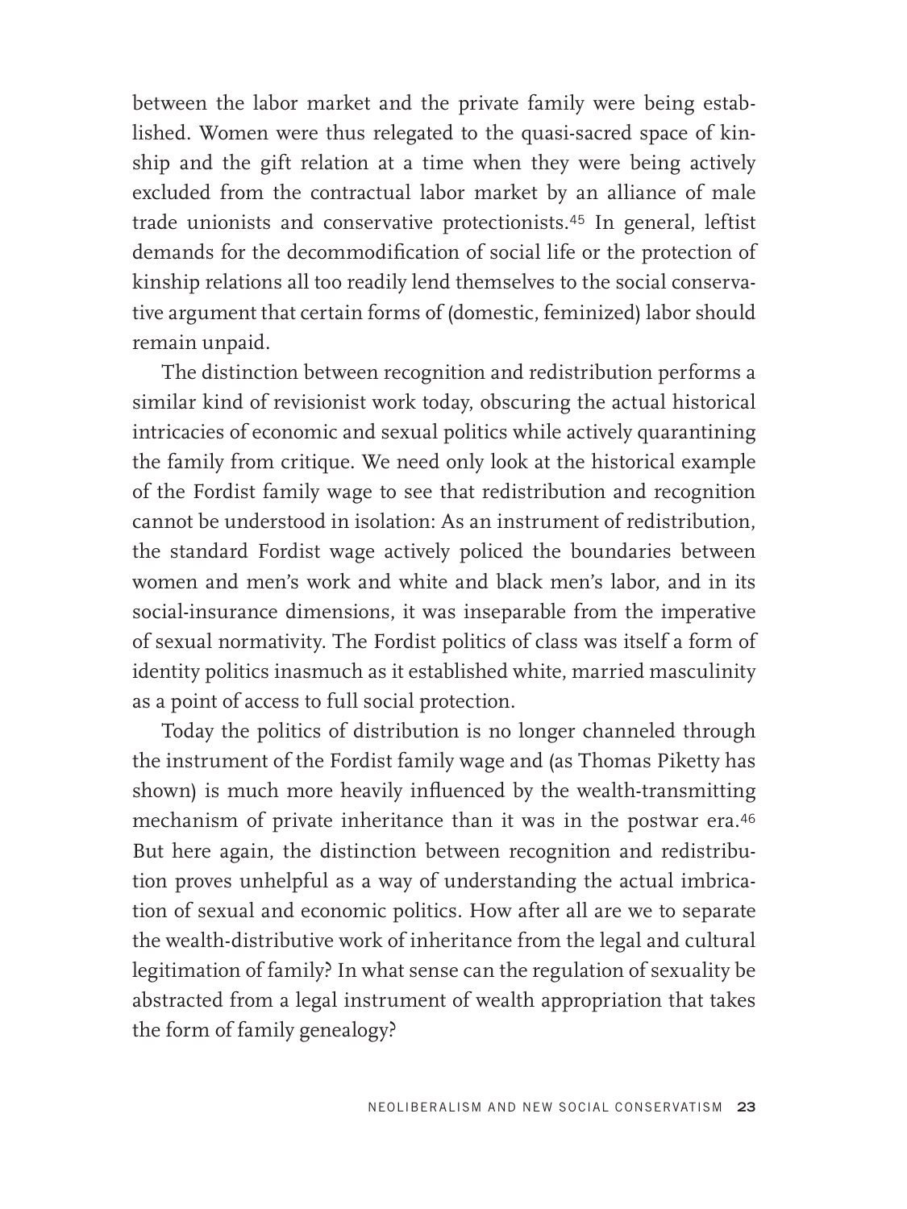between the labor market and the private family were being established. Women were thus relegated to the quasi-sacred space of kinship and the gift relation at a time when they were being actively excluded from the contractual labor market by an alliance of male trade unionists and conservative protectionists.[45] In general, leftist demands for the decommodification of social life or the protection of kinship relations all too readily lend themselves to the social conservative argument that certain forms of (domestic, feminized) labor should remain unpaid.

The distinction between recognition and redistribution performs a similar kind of revisionist work today, obscuring the actual historical intricacies of economic and sexual politics while actively quarantining the family from critique. We need only look at the historical example of the Fordist family wage to see that redistribution and recognition cannot be understood in isolation: As an instrument of redistribution, the standard Fordist wage actively policed the boundaries between women and men's work and white and black men's labor, and in its social-insurance dimensions, it was inseparable from the imperative of sexual normativity. The Fordist politics of class was itself a form of identity politics inasmuch as it established white, married masculinity as a point of access to full social protection.

Today the politics of distribution is no longer channeled through the instrument of the Fordist family wage and (as Thomas Piketty has shown) is much more heavily influenced by the wealth-transmitting mechanism of private inheritance than it was in the postwar era.[46] But here again, the distinction between recognition and redistribution proves unhelpful as a way of understanding the actual imbrication of sexual and economic politics. How after all are we to separate the wealth-distributive work of inheritance from the legal and cultural legitimation of family? In what sense can the regulation of sexuality be abstracted from a legal instrument of wealth appropriation that takes the form of family genealogy?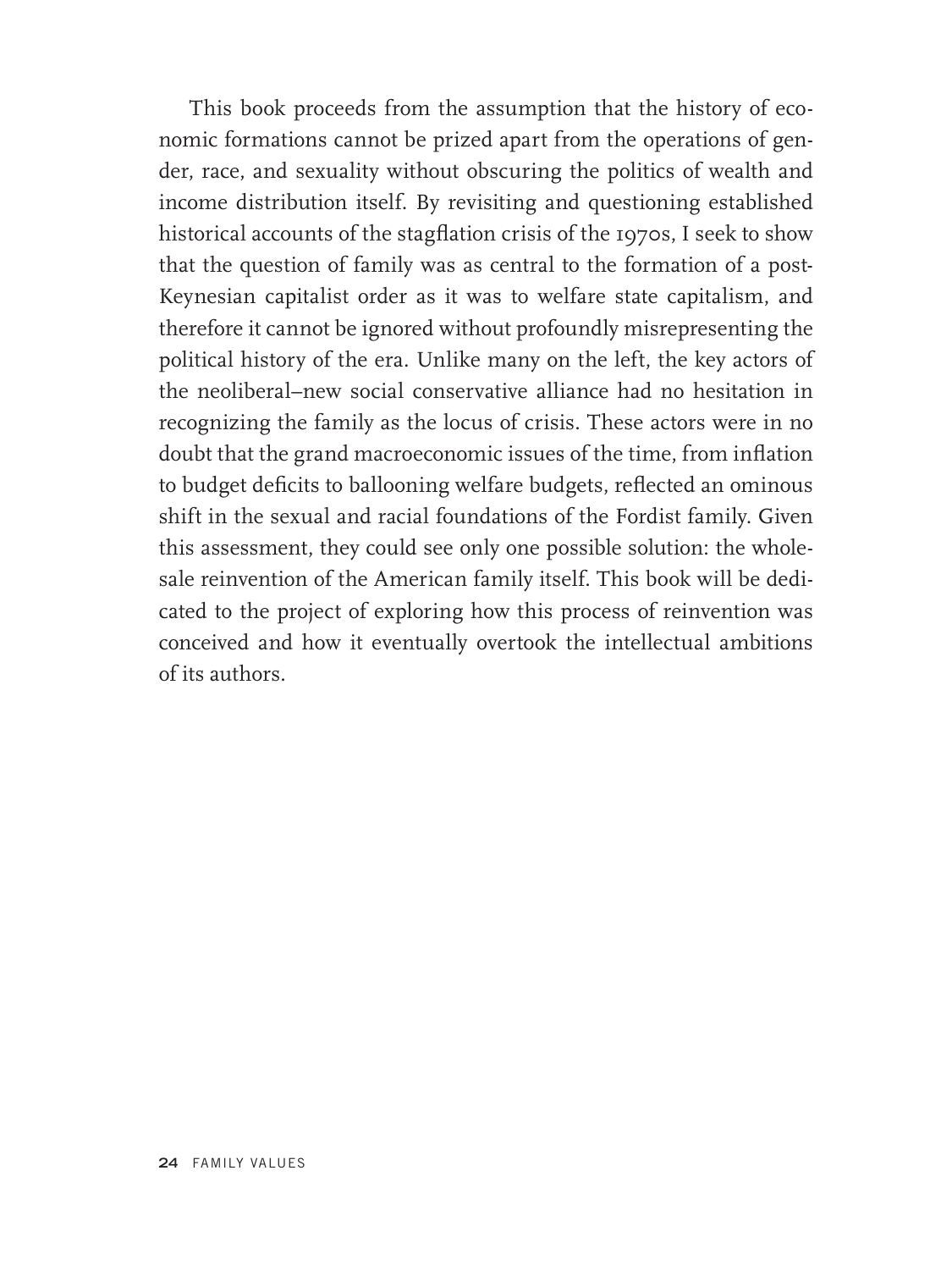This book proceeds from the assumption that the history of economic formations cannot be prized apart from the operations of gender, race, and sexuality without obscuring the politics of wealth and income distribution itself. By revisiting and questioning established historical accounts of the stagflation crisis of the 1970s, I seek to show that the question of family was as central to the formation of a post-Keynesian capitalist order as it was to welfare state capitalism, and therefore it cannot be ignored without profoundly misrepresenting the political history of the era. Unlike many on the left, the key actors of the neoliberal–new social conservative alliance had no hesitation in recognizing the family as the locus of crisis. These actors were in no doubt that the grand macroeconomic issues of the time, from inflation to budget deficits to ballooning welfare budgets, reflected an ominous shift in the sexual and racial foundations of the Fordist family. Given this assessment, they could see only one possible solution: the wholesale reinvention of the American family itself. This book will be dedicated to the project of exploring how this process of reinvention was conceived and how it eventually overtook the intellectual ambitions of its authors.